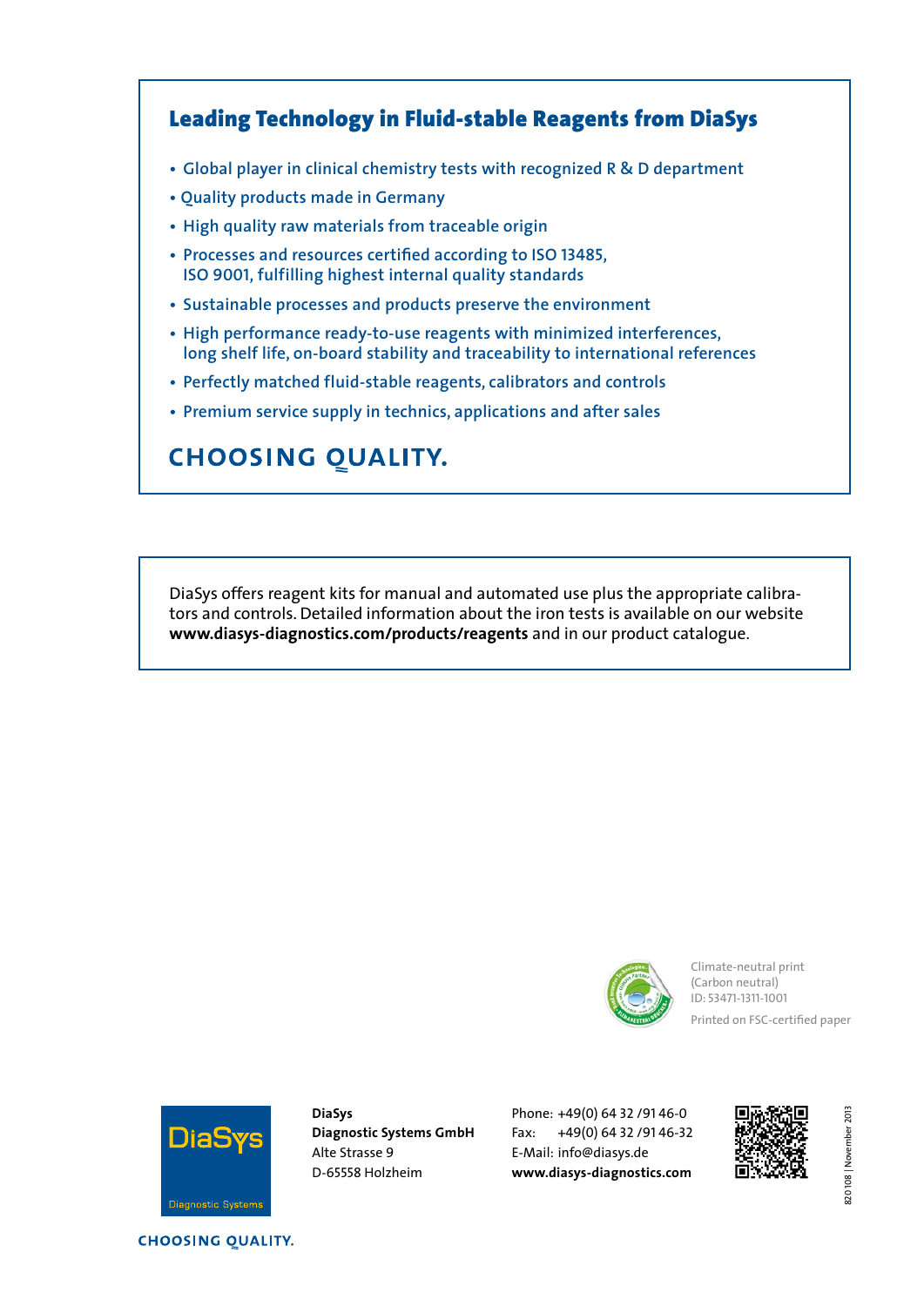## Leading Technology in Fluid-stable Reagents from DiaSys

- Global player in clinical chemistry tests with recognized R & D department
- Quality products made in Germany
- High quality raw materials from traceable origin
- Processes and resources certified according to ISO 13485, ISO 9001, fulfilling highest internal quality standards
- Sustainable processes and products preserve the environment
- High performance ready-to-use reagents with minimized interferences, long shelf life, on-board stability and traceability to international references
- Perfectly matched fluid-stable reagents, calibrators and controls
- Premium service supply in technics, applications and after sales

**CHOOSING QUALITY.**

DiaSys offers reagent kits for manual and automated use plus the appropriate calibrators and controls. Detailed information about the iron tests is available on our website **www.diasys-diagnostics.com/products/reagents** and in our product catalogue.

Climate-neutral print
(Carbon neutral)
ID: 53471-1311-1001

Printed on FSC-certified paper

DiaSys
Diagnostic Systems

**DiaSys**
**Diagnostic Systems GmbH**
Alte Strasse 9
D-65558 Holzheim

Phone: +49(0) 64 32 /91 46-0
Fax: +49(0) 64 32 /91 46-32
E-Mail: info@diasys.de
**www.diasys-diagnostics.com**

820108 | November 2013

**CHOOSING QUALITY.**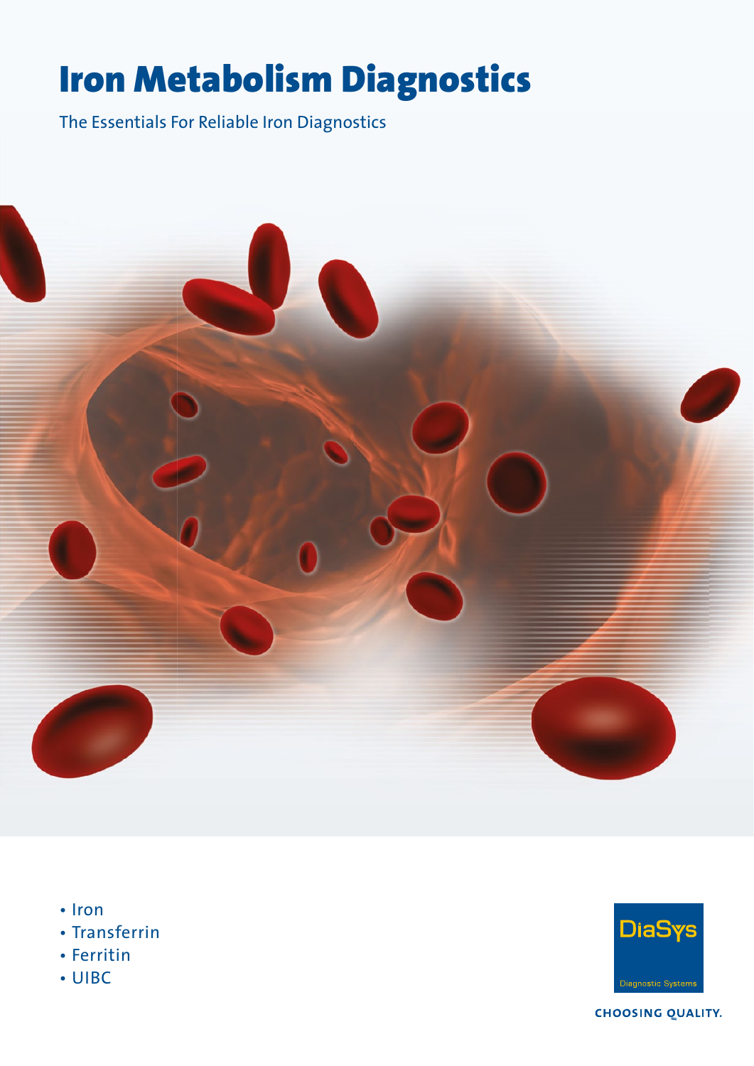# Iron Metabolism Diagnostics

The Essentials For Reliable Iron Diagnostics

- Iron
- Transferrin
- Ferritin
- UIBC

DiaSys

Diagnostic Systems

CHOOSING QUALITY.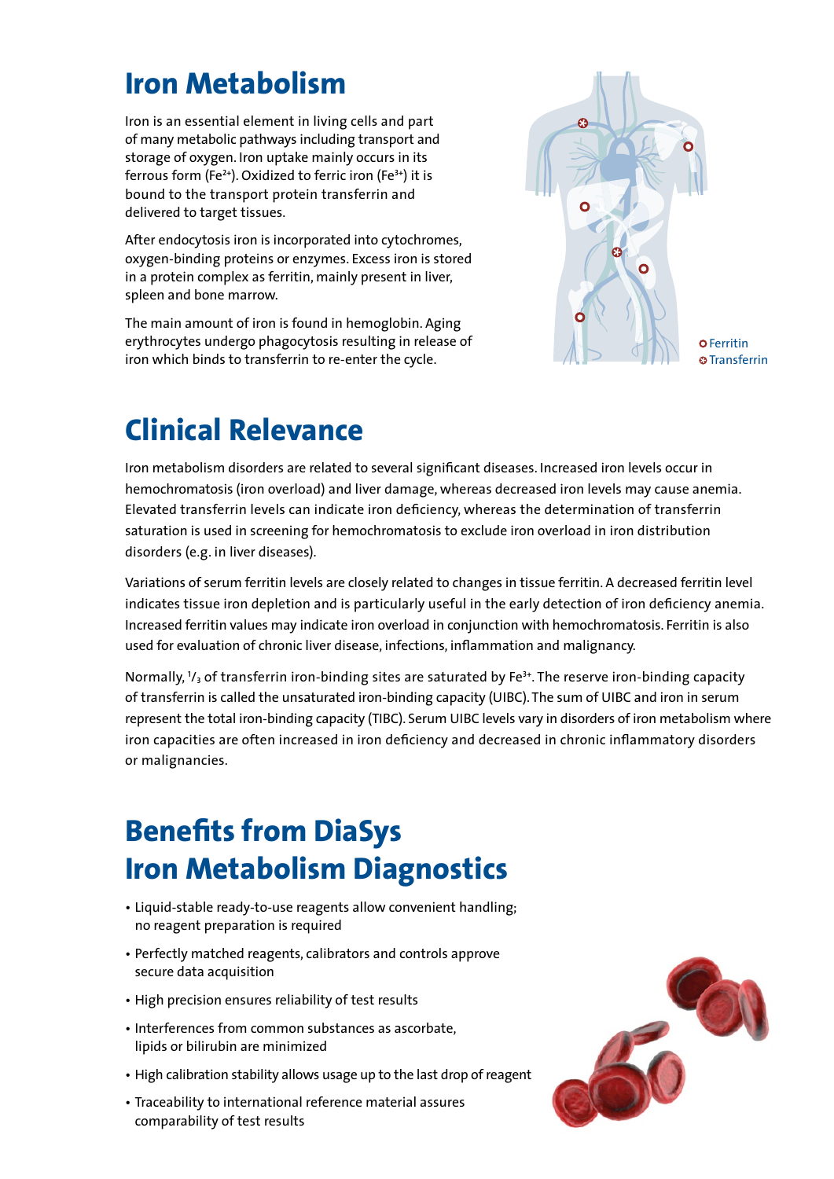# Iron Metabolism

Iron is an essential element in living cells and part of many metabolic pathways including transport and storage of oxygen. Iron uptake mainly occurs in its ferrous form ($Fe^{2+}$). Oxidized to ferric iron ($Fe^{3+}$) it is bound to the transport protein transferrin and delivered to target tissues.

After endocytosis iron is incorporated into cytochromes, oxygen-binding proteins or enzymes. Excess iron is stored in a protein complex as ferritin, mainly present in liver, spleen and bone marrow.

The main amount of iron is found in hemoglobin. Aging erythrocytes undergo phagocytosis resulting in release of iron which binds to transferrin to re-enter the cycle.

Ferritin
Transferrin

# Clinical Relevance

Iron metabolism disorders are related to several significant diseases. Increased iron levels occur in hemochromatosis (iron overload) and liver damage, whereas decreased iron levels may cause anemia. Elevated transferrin levels can indicate iron deficiency, whereas the determination of transferrin saturation is used in screening for hemochromatosis to exclude iron overload in iron distribution disorders (e.g. in liver diseases).

Variations of serum ferritin levels are closely related to changes in tissue ferritin. A decreased ferritin level indicates tissue iron depletion and is particularly useful in the early detection of iron deficiency anemia. Increased ferritin values may indicate iron overload in conjunction with hemochromatosis. Ferritin is also used for evaluation of chronic liver disease, infections, inflammation and malignancy.

Normally, $^1/_3$ of transferrin iron-binding sites are saturated by $Fe^{3+}$. The reserve iron-binding capacity of transferrin is called the unsaturated iron-binding capacity (UIBC). The sum of UIBC and iron in serum represent the total iron-binding capacity (TIBC). Serum UIBC levels vary in disorders of iron metabolism where iron capacities are often increased in iron deficiency and decreased in chronic inflammatory disorders or malignancies.

# Benefits from DiaSys Iron Metabolism Diagnostics

- Liquid-stable ready-to-use reagents allow convenient handling; no reagent preparation is required
- Perfectly matched reagents, calibrators and controls approve secure data acquisition
- High precision ensures reliability of test results
- Interferences from common substances as ascorbate, lipids or bilirubin are minimized
- High calibration stability allows usage up to the last drop of reagent
- Traceability to international reference material assures comparability of test results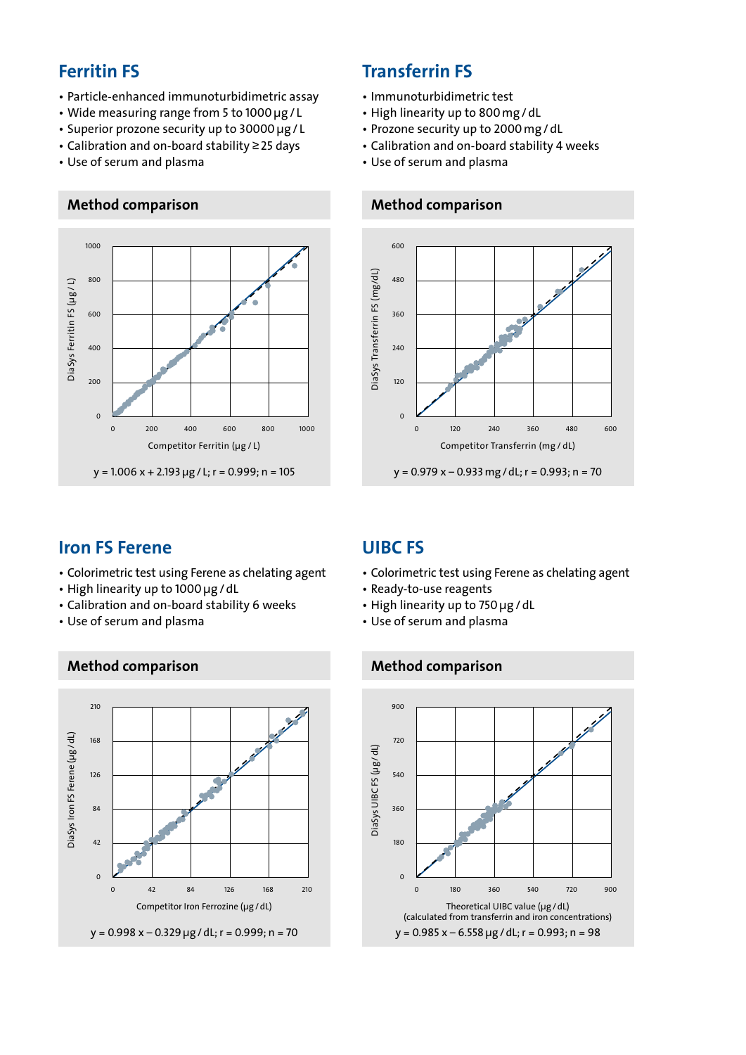## Ferritin FS

- Particle-enhanced immunoturbidimetric assay
- Wide measuring range from 5 to 1000 µg / L
- Superior prozone security up to 30000 µg / L
- Calibration and on-board stability ≥ 25 days
- Use of serum and plasma

### Method comparison

1000
800
600
400
200
0
DiaSys Ferritin FS (µg / L)
0
200
400
600
800
1000
Competitor Ferritin (µg / L)

y = 1.006 x + 2.193 µg / L; r = 0.999; n = 105

## Transferrin FS

- Immunoturbidimetric test
- High linearity up to 800 mg / dL
- Prozone security up to 2000 mg / dL
- Calibration and on-board stability 4 weeks
- Use of serum and plasma

### Method comparison

600
480
360
240
120
0
DiaSys Transferrin FS (mg/dL)
0
120
240
360
480
600
Competitor Transferrin (mg / dL)

y = 0.979 x – 0.933 mg / dL; r = 0.993; n = 70

## Iron FS Ferene

- Colorimetric test using Ferene as chelating agent
- High linearity up to 1000 µg / dL
- Calibration and on-board stability 6 weeks
- Use of serum and plasma

### Method comparison

210
168
126
84
42
0
DiaSys Iron FS Ferene (µg / dL)
0
42
84
126
168
210
Competitor Iron Ferrozine (µg / dL)

y = 0.998 x – 0.329 µg / dL; r = 0.999; n = 70

## UIBC FS

- Colorimetric test using Ferene as chelating agent
- Ready-to-use reagents
- High linearity up to 750 µg / dL
- Use of serum and plasma

### Method comparison

900
720
540
360
180
0
DiaSys UIBC FS (µg / dL)
0
180
360
540
720
900
Theoretical UIBC value (µg / dL)
(calculated from transferrin and iron concentrations)

y = 0.985 x – 6.558 µg / dL; r = 0.993; n = 98